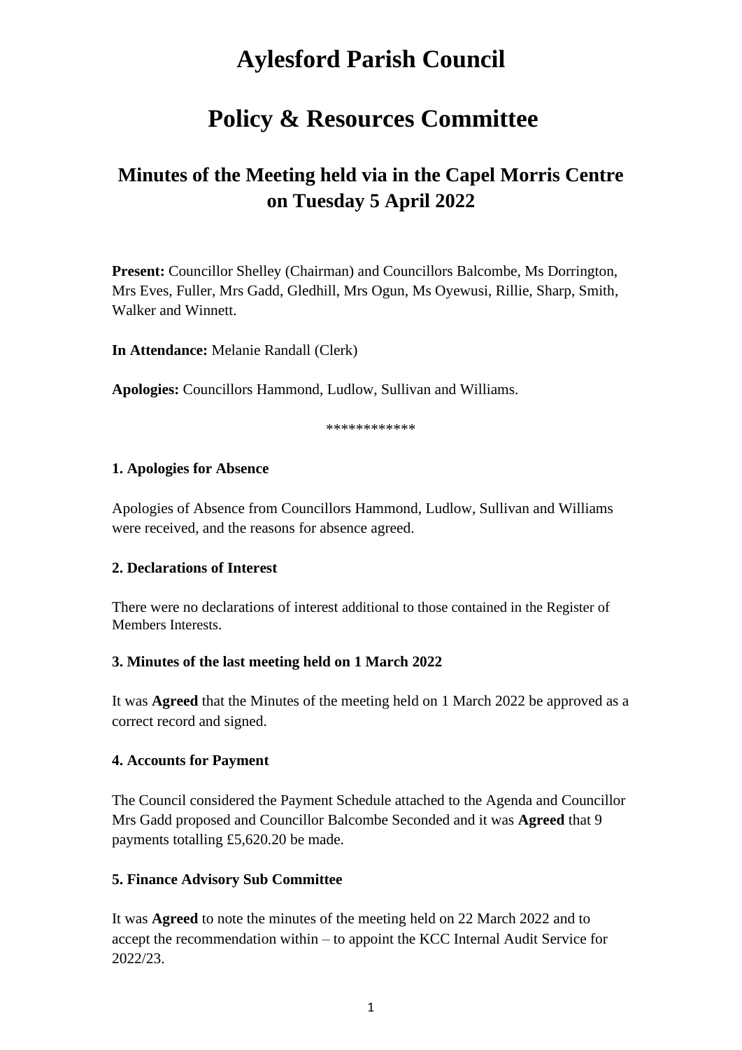# Aylesford Parish Council

# Policy & Resources Committee

## Minutes of the Meeting held via in the Capel Morris Centre on Tuesday 5 April 2022

**Present:** Councillor Shelley (Chairman) and Councillors Balcombe, Ms Dorrington, Mrs Eves, Fuller, Mrs Gadd, Gledhill, Mrs Ogun, Ms Oyewusi, Rillie, Sharp, Smith, Walker and Winnett.

**In Attendance:** Melanie Randall (Clerk)

**Apologies:** Councillors Hammond, Ludlow, Sullivan and Williams.

************

**1. Apologies for Absence**

Apologies of Absence from Councillors Hammond, Ludlow, Sullivan and Williams were received, and the reasons for absence agreed.

**2. Declarations of Interest**

There were no declarations of interest additional to those contained in the Register of Members Interests.

**3. Minutes of the last meeting held on 1 March 2022**

It was **Agreed** that the Minutes of the meeting held on 1 March 2022 be approved as a correct record and signed.

**4. Accounts for Payment**

The Council considered the Payment Schedule attached to the Agenda and Councillor Mrs Gadd proposed and Councillor Balcombe Seconded and it was **Agreed** that 9 payments totalling £5,620.20 be made.

**5. Finance Advisory Sub Committee**

It was **Agreed** to note the minutes of the meeting held on 22 March 2022 and to accept the recommendation within – to appoint the KCC Internal Audit Service for 2022/23.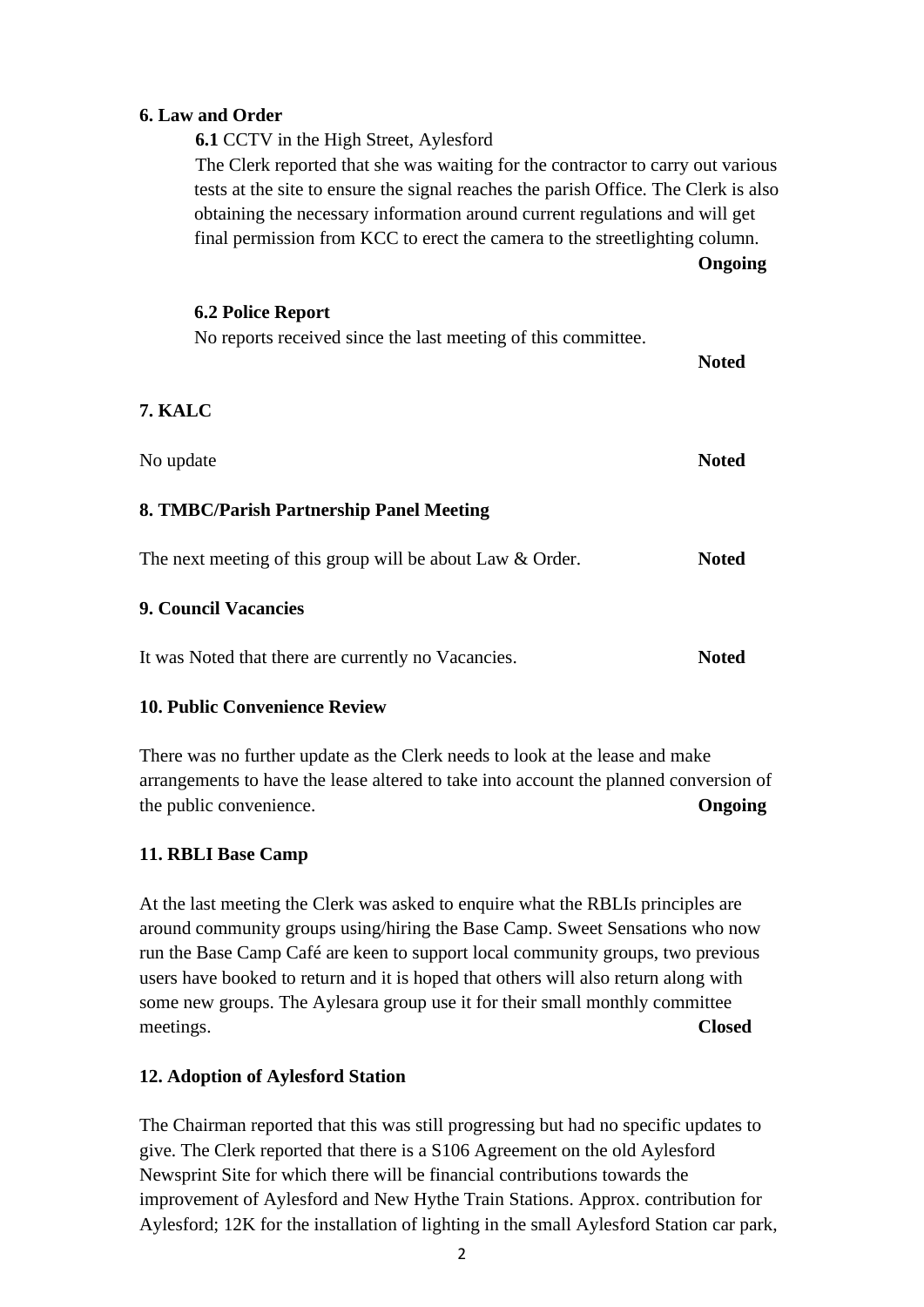**6. Law and Order**

**6.1** CCTV in the High Street, Aylesford

The Clerk reported that she was waiting for the contractor to carry out various tests at the site to ensure the signal reaches the parish Office. The Clerk is also obtaining the necessary information around current regulations and will get final permission from KCC to erect the camera to the streetlighting column.

**Ongoing**

**6.2 Police Report**

No reports received since the last meeting of this committee.

**Noted**

**7. KALC**

No update **Noted**

**8. TMBC/Parish Partnership Panel Meeting**

The next meeting of this group will be about Law & Order. **Noted**

**9. Council Vacancies**

It was Noted that there are currently no Vacancies. **Noted**

**10. Public Convenience Review**

There was no further update as the Clerk needs to look at the lease and make arrangements to have the lease altered to take into account the planned conversion of the public convenience. **Ongoing**

**11. RBLI Base Camp**

At the last meeting the Clerk was asked to enquire what the RBLIs principles are around community groups using/hiring the Base Camp. Sweet Sensations who now run the Base Camp Café are keen to support local community groups, two previous users have booked to return and it is hoped that others will also return along with some new groups. The Aylesara group use it for their small monthly committee meetings. **Closed**

**12. Adoption of Aylesford Station**

The Chairman reported that this was still progressing but had no specific updates to give. The Clerk reported that there is a S106 Agreement on the old Aylesford Newsprint Site for which there will be financial contributions towards the improvement of Aylesford and New Hythe Train Stations. Approx. contribution for Aylesford; 12K for the installation of lighting in the small Aylesford Station car park,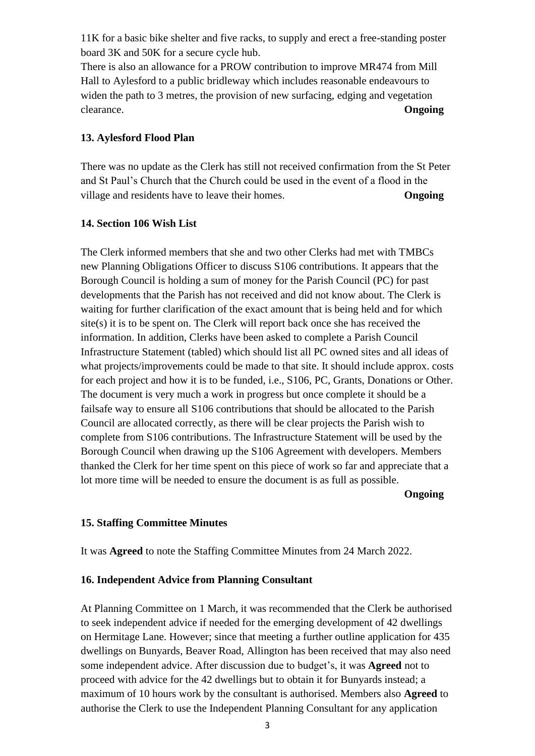11K for a basic bike shelter and five racks, to supply and erect a free-standing poster board 3K and 50K for a secure cycle hub.

There is also an allowance for a PROW contribution to improve MR474 from Mill Hall to Aylesford to a public bridleway which includes reasonable endeavours to widen the path to 3 metres, the provision of new surfacing, edging and vegetation clearance. **Ongoing**

**13. Aylesford Flood Plan**

There was no update as the Clerk has still not received confirmation from the St Peter and St Paul's Church that the Church could be used in the event of a flood in the village and residents have to leave their homes. **Ongoing**

**14. Section 106 Wish List**

The Clerk informed members that she and two other Clerks had met with TMBCs new Planning Obligations Officer to discuss S106 contributions. It appears that the Borough Council is holding a sum of money for the Parish Council (PC) for past developments that the Parish has not received and did not know about. The Clerk is waiting for further clarification of the exact amount that is being held and for which site(s) it is to be spent on. The Clerk will report back once she has received the information. In addition, Clerks have been asked to complete a Parish Council Infrastructure Statement (tabled) which should list all PC owned sites and all ideas of what projects/improvements could be made to that site. It should include approx. costs for each project and how it is to be funded, i.e., S106, PC, Grants, Donations or Other. The document is very much a work in progress but once complete it should be a failsafe way to ensure all S106 contributions that should be allocated to the Parish Council are allocated correctly, as there will be clear projects the Parish wish to complete from S106 contributions. The Infrastructure Statement will be used by the Borough Council when drawing up the S106 Agreement with developers. Members thanked the Clerk for her time spent on this piece of work so far and appreciate that a lot more time will be needed to ensure the document is as full as possible.

**Ongoing**

**15. Staffing Committee Minutes**

It was **Agreed** to note the Staffing Committee Minutes from 24 March 2022.

**16. Independent Advice from Planning Consultant**

At Planning Committee on 1 March, it was recommended that the Clerk be authorised to seek independent advice if needed for the emerging development of 42 dwellings on Hermitage Lane. However; since that meeting a further outline application for 435 dwellings on Bunyards, Beaver Road, Allington has been received that may also need some independent advice. After discussion due to budget's, it was **Agreed** not to proceed with advice for the 42 dwellings but to obtain it for Bunyards instead; a maximum of 10 hours work by the consultant is authorised. Members also **Agreed** to authorise the Clerk to use the Independent Planning Consultant for any application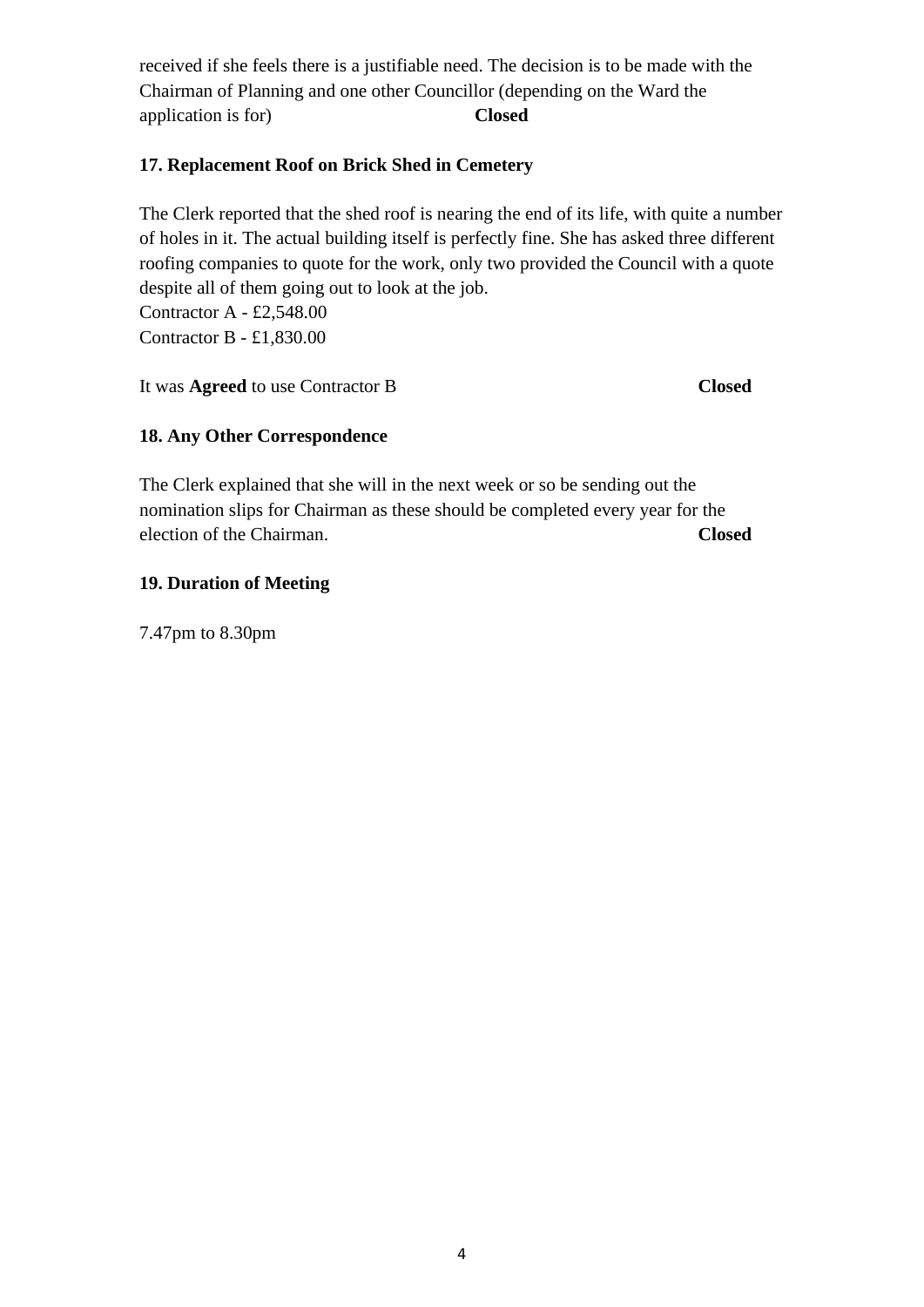received if she feels there is a justifiable need. The decision is to be made with the Chairman of Planning and one other Councillor (depending on the Ward the application is for) **Closed**

**17. Replacement Roof on Brick Shed in Cemetery**

The Clerk reported that the shed roof is nearing the end of its life, with quite a number of holes in it. The actual building itself is perfectly fine. She has asked three different roofing companies to quote for the work, only two provided the Council with a quote despite all of them going out to look at the job.
Contractor A - £2,548.00
Contractor B - £1,830.00

It was **Agreed** to use Contractor B **Closed**

**18. Any Other Correspondence**

The Clerk explained that she will in the next week or so be sending out the nomination slips for Chairman as these should be completed every year for the election of the Chairman. **Closed**

**19. Duration of Meeting**

7.47pm to 8.30pm